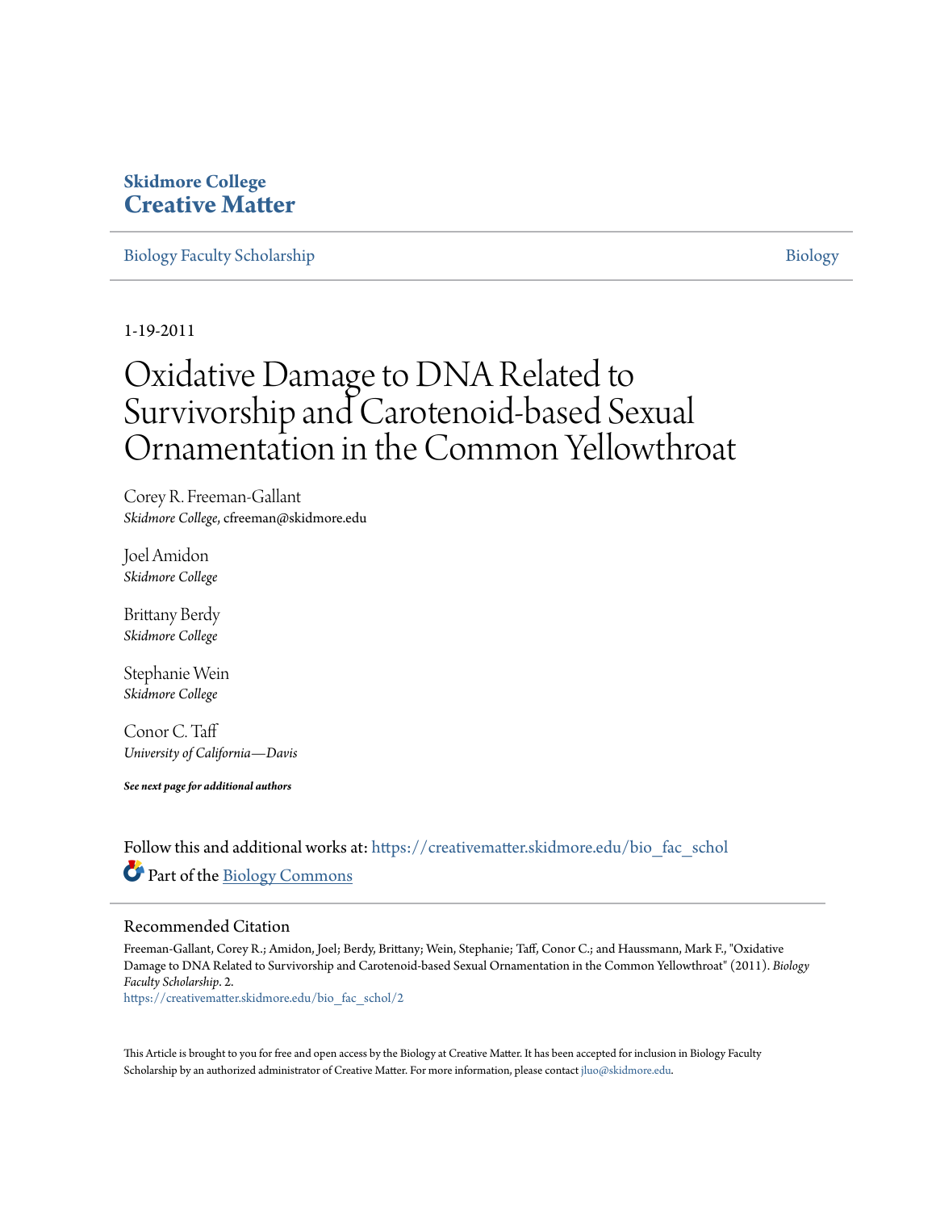**Skidmore College**
**Creative Matter**

Biology Faculty Scholarship | Biology

1-19-2011

# Oxidative Damage to DNA Related to Survivorship and Carotenoid-based Sexual Ornamentation in the Common Yellowthroat

Corey R. Freeman-Gallant
*Skidmore College*, cfreeman@skidmore.edu

Joel Amidon
*Skidmore College*

Brittany Berdy
*Skidmore College*

Stephanie Wein
*Skidmore College*

Conor C. Taff
*University of California—Davis*

***See next page for additional authors***

Follow this and additional works at: https://creativematter.skidmore.edu/bio_fac_schol

Part of the Biology Commons

## Recommended Citation

Freeman-Gallant, Corey R.; Amidon, Joel; Berdy, Brittany; Wein, Stephanie; Taff, Conor C.; and Haussmann, Mark F., "Oxidative Damage to DNA Related to Survivorship and Carotenoid-based Sexual Ornamentation in the Common Yellowthroat" (2011). *Biology Faculty Scholarship*. 2.
https://creativematter.skidmore.edu/bio_fac_schol/2

This Article is brought to you for free and open access by the Biology at Creative Matter. It has been accepted for inclusion in Biology Faculty Scholarship by an authorized administrator of Creative Matter. For more information, please contact jluo@skidmore.edu.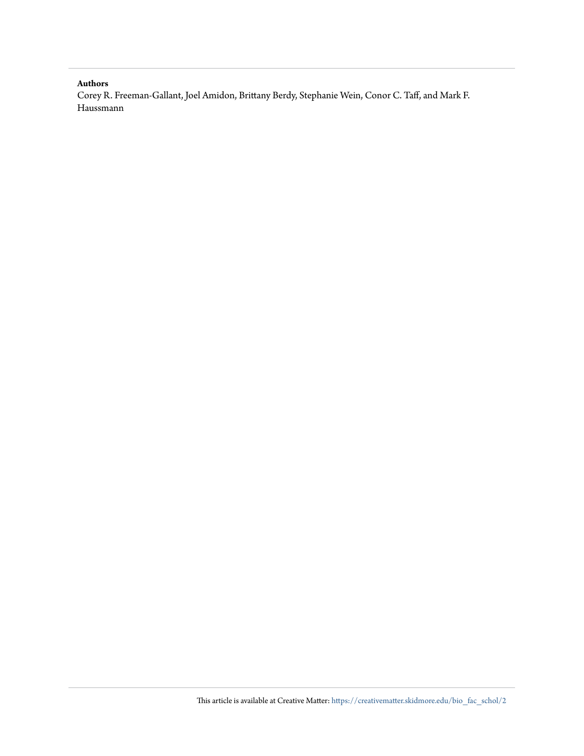**Authors**

Corey R. Freeman-Gallant, Joel Amidon, Brittany Berdy, Stephanie Wein, Conor C. Taff, and Mark F. Haussmann

This article is available at Creative Matter: https://creativematter.skidmore.edu/bio_fac_schol/2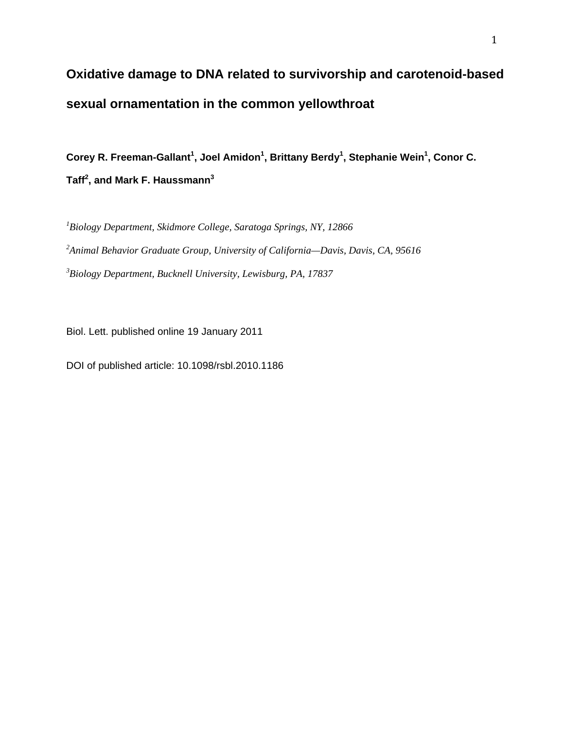# Oxidative damage to DNA related to survivorship and carotenoid-based sexual ornamentation in the common yellowthroat

**Corey R. Freeman-Gallant[1], Joel Amidon[1], Brittany Berdy[1], Stephanie Wein[1], Conor C. Taff[2], and Mark F. Haussmann[3]**

[1]*Biology Department, Skidmore College, Saratoga Springs, NY, 12866*

[2]*Animal Behavior Graduate Group, University of California—Davis, Davis, CA, 95616*

[3]*Biology Department, Bucknell University, Lewisburg, PA, 17837*

Biol. Lett. published online 19 January 2011

DOI of published article: 10.1098/rsbl.2010.1186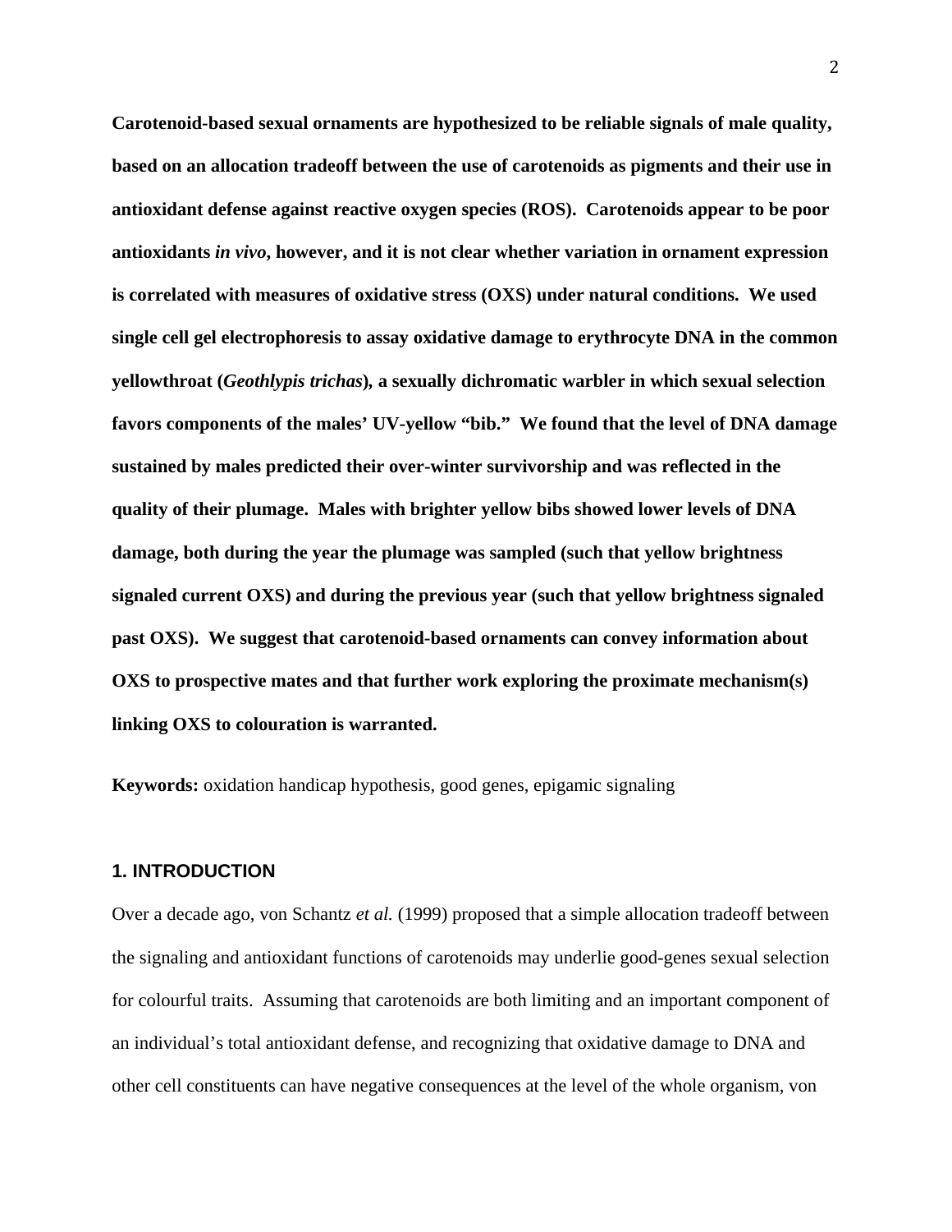**Carotenoid-based sexual ornaments are hypothesized to be reliable signals of male quality, based on an allocation tradeoff between the use of carotenoids as pigments and their use in antioxidant defense against reactive oxygen species (ROS). Carotenoids appear to be poor antioxidants *in vivo*, however, and it is not clear whether variation in ornament expression is correlated with measures of oxidative stress (OXS) under natural conditions. We used single cell gel electrophoresis to assay oxidative damage to erythrocyte DNA in the common yellowthroat (*Geothlypis trichas*), a sexually dichromatic warbler in which sexual selection favors components of the males' UV-yellow "bib." We found that the level of DNA damage sustained by males predicted their over-winter survivorship and was reflected in the quality of their plumage. Males with brighter yellow bibs showed lower levels of DNA damage, both during the year the plumage was sampled (such that yellow brightness signaled current OXS) and during the previous year (such that yellow brightness signaled past OXS). We suggest that carotenoid-based ornaments can convey information about OXS to prospective mates and that further work exploring the proximate mechanism(s) linking OXS to colouration is warranted.**

**Keywords:** oxidation handicap hypothesis, good genes, epigamic signaling

## 1. INTRODUCTION

Over a decade ago, von Schantz *et al.* (1999) proposed that a simple allocation tradeoff between the signaling and antioxidant functions of carotenoids may underlie good-genes sexual selection for colourful traits. Assuming that carotenoids are both limiting and an important component of an individual's total antioxidant defense, and recognizing that oxidative damage to DNA and other cell constituents can have negative consequences at the level of the whole organism, von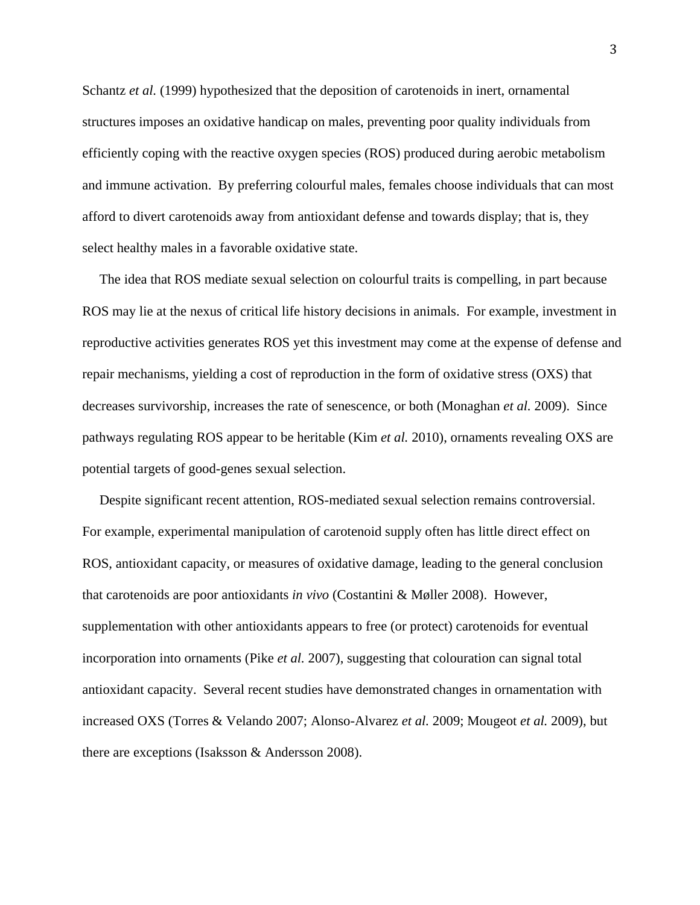Schantz *et al.* (1999) hypothesized that the deposition of carotenoids in inert, ornamental structures imposes an oxidative handicap on males, preventing poor quality individuals from efficiently coping with the reactive oxygen species (ROS) produced during aerobic metabolism and immune activation. By preferring colourful males, females choose individuals that can most afford to divert carotenoids away from antioxidant defense and towards display; that is, they select healthy males in a favorable oxidative state.

The idea that ROS mediate sexual selection on colourful traits is compelling, in part because ROS may lie at the nexus of critical life history decisions in animals. For example, investment in reproductive activities generates ROS yet this investment may come at the expense of defense and repair mechanisms, yielding a cost of reproduction in the form of oxidative stress (OXS) that decreases survivorship, increases the rate of senescence, or both (Monaghan *et al.* 2009). Since pathways regulating ROS appear to be heritable (Kim *et al.* 2010), ornaments revealing OXS are potential targets of good-genes sexual selection.

Despite significant recent attention, ROS-mediated sexual selection remains controversial. For example, experimental manipulation of carotenoid supply often has little direct effect on ROS, antioxidant capacity, or measures of oxidative damage, leading to the general conclusion that carotenoids are poor antioxidants *in vivo* (Costantini & Møller 2008). However, supplementation with other antioxidants appears to free (or protect) carotenoids for eventual incorporation into ornaments (Pike *et al.* 2007), suggesting that colouration can signal total antioxidant capacity. Several recent studies have demonstrated changes in ornamentation with increased OXS (Torres & Velando 2007; Alonso-Alvarez *et al.* 2009; Mougeot *et al.* 2009), but there are exceptions (Isaksson & Andersson 2008).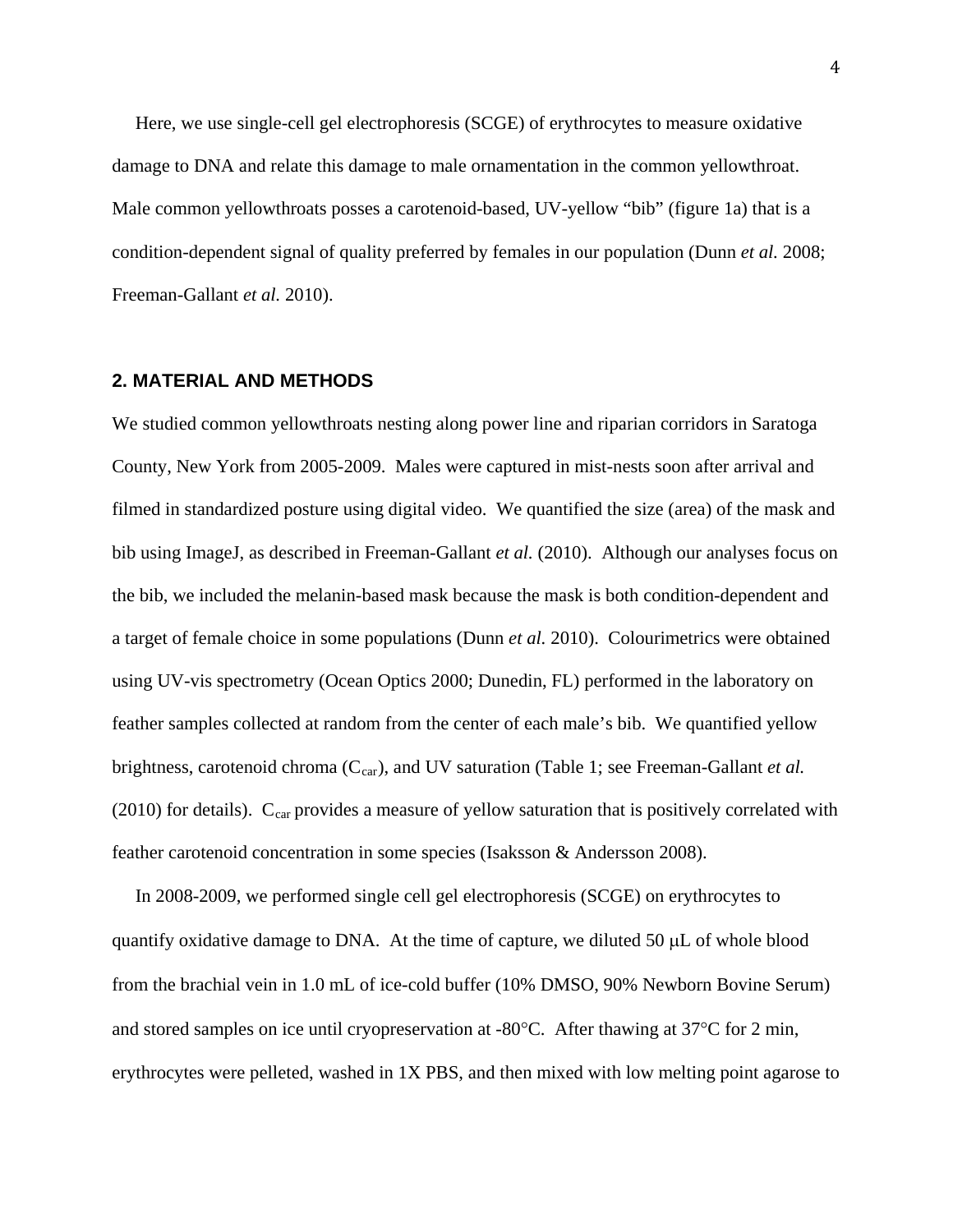Here, we use single-cell gel electrophoresis (SCGE) of erythrocytes to measure oxidative damage to DNA and relate this damage to male ornamentation in the common yellowthroat. Male common yellowthroats posses a carotenoid-based, UV-yellow "bib" (figure 1a) that is a condition-dependent signal of quality preferred by females in our population (Dunn *et al.* 2008; Freeman-Gallant *et al.* 2010).

## 2. MATERIAL AND METHODS

We studied common yellowthroats nesting along power line and riparian corridors in Saratoga County, New York from 2005-2009. Males were captured in mist-nests soon after arrival and filmed in standardized posture using digital video. We quantified the size (area) of the mask and bib using ImageJ, as described in Freeman-Gallant *et al.* (2010). Although our analyses focus on the bib, we included the melanin-based mask because the mask is both condition-dependent and a target of female choice in some populations (Dunn *et al.* 2010). Colourimetrics were obtained using UV-vis spectrometry (Ocean Optics 2000; Dunedin, FL) performed in the laboratory on feather samples collected at random from the center of each male's bib. We quantified yellow brightness, carotenoid chroma ($C_{car}$), and UV saturation (Table 1; see Freeman-Gallant *et al.* (2010) for details). $C_{car}$ provides a measure of yellow saturation that is positively correlated with feather carotenoid concentration in some species (Isaksson & Andersson 2008).

In 2008-2009, we performed single cell gel electrophoresis (SCGE) on erythrocytes to quantify oxidative damage to DNA. At the time of capture, we diluted 50 μL of whole blood from the brachial vein in 1.0 mL of ice-cold buffer (10% DMSO, 90% Newborn Bovine Serum) and stored samples on ice until cryopreservation at -80°C. After thawing at 37°C for 2 min, erythrocytes were pelleted, washed in 1X PBS, and then mixed with low melting point agarose to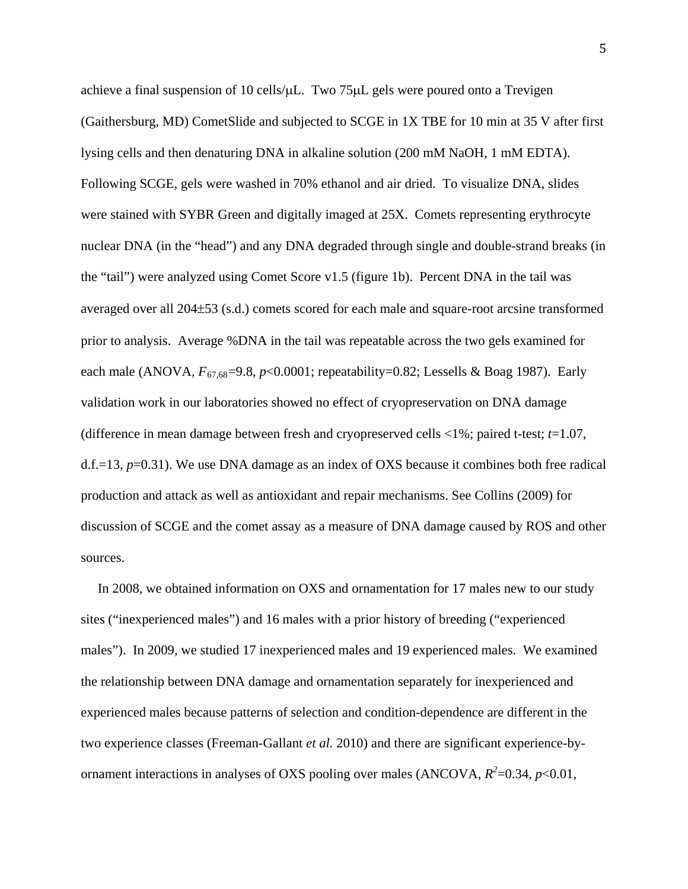achieve a final suspension of 10 cells/μL. Two 75μL gels were poured onto a Trevigen (Gaithersburg, MD) CometSlide and subjected to SCGE in 1X TBE for 10 min at 35 V after first lysing cells and then denaturing DNA in alkaline solution (200 mM NaOH, 1 mM EDTA). Following SCGE, gels were washed in 70% ethanol and air dried. To visualize DNA, slides were stained with SYBR Green and digitally imaged at 25X. Comets representing erythrocyte nuclear DNA (in the "head") and any DNA degraded through single and double-strand breaks (in the "tail") were analyzed using Comet Score v1.5 (figure 1b). Percent DNA in the tail was averaged over all 204±53 (s.d.) comets scored for each male and square-root arcsine transformed prior to analysis. Average %DNA in the tail was repeatable across the two gels examined for each male (ANOVA, $F_{67,68}$=9.8, $p$<0.0001; repeatability=0.82; Lessells & Boag 1987). Early validation work in our laboratories showed no effect of cryopreservation on DNA damage (difference in mean damage between fresh and cryopreserved cells <1%; paired t-test; $t$=1.07, d.f.=13, $p$=0.31). We use DNA damage as an index of OXS because it combines both free radical production and attack as well as antioxidant and repair mechanisms. See Collins (2009) for discussion of SCGE and the comet assay as a measure of DNA damage caused by ROS and other sources.

In 2008, we obtained information on OXS and ornamentation for 17 males new to our study sites ("inexperienced males") and 16 males with a prior history of breeding ("experienced males"). In 2009, we studied 17 inexperienced males and 19 experienced males. We examined the relationship between DNA damage and ornamentation separately for inexperienced and experienced males because patterns of selection and condition-dependence are different in the two experience classes (Freeman-Gallant *et al.* 2010) and there are significant experience-by-ornament interactions in analyses of OXS pooling over males (ANCOVA, $R^2$=0.34, $p$<0.01,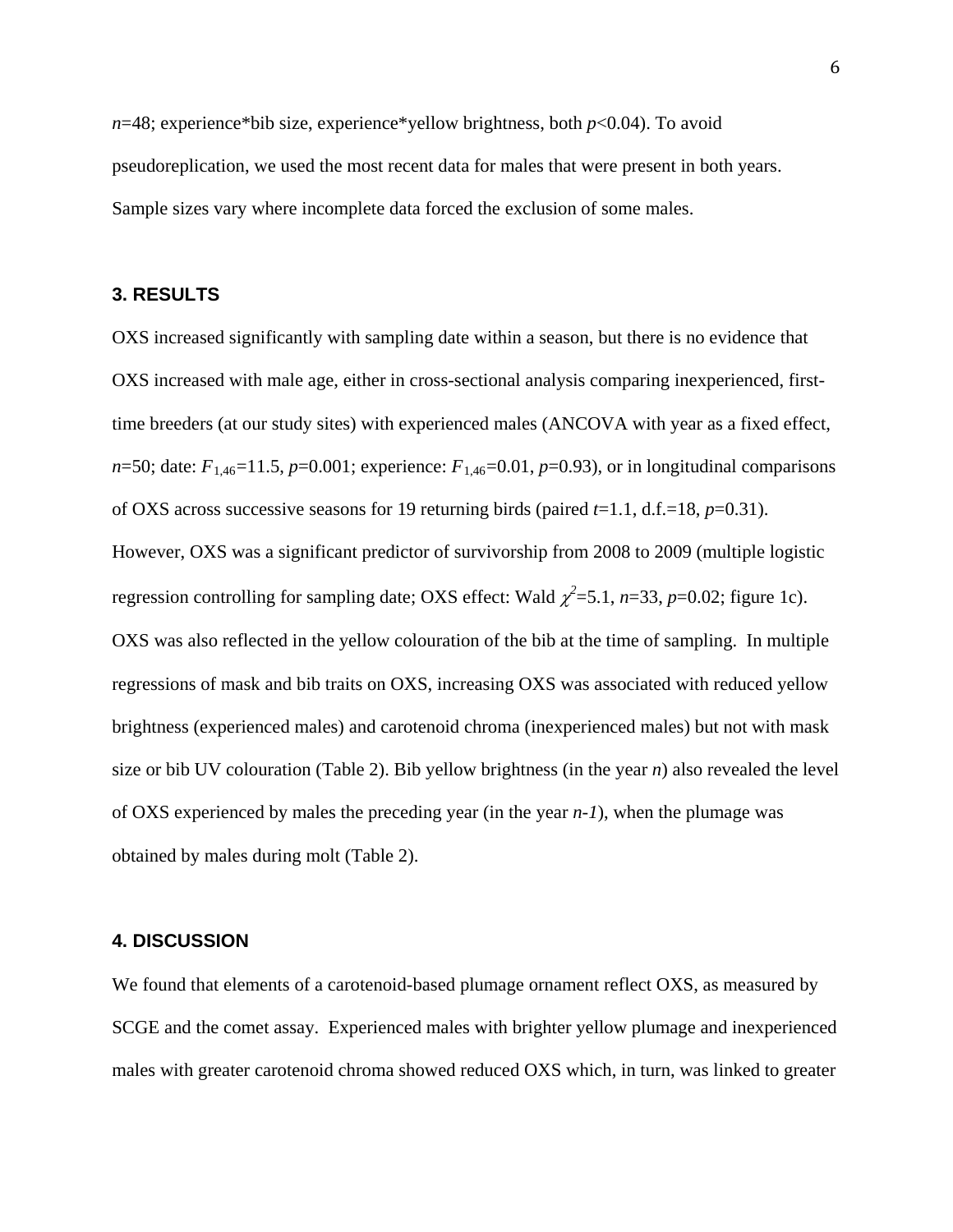$n$=48; experience*bib size, experience*yellow brightness, both $p$<0.04). To avoid pseudoreplication, we used the most recent data for males that were present in both years. Sample sizes vary where incomplete data forced the exclusion of some males.

## 3. RESULTS

OXS increased significantly with sampling date within a season, but there is no evidence that OXS increased with male age, either in cross-sectional analysis comparing inexperienced, first-time breeders (at our study sites) with experienced males (ANCOVA with year as a fixed effect, $n$=50; date: $F_{1,46}$=11.5, $p$=0.001; experience: $F_{1,46}$=0.01, $p$=0.93), or in longitudinal comparisons of OXS across successive seasons for 19 returning birds (paired $t$=1.1, d.f.=18, $p$=0.31). However, OXS was a significant predictor of survivorship from 2008 to 2009 (multiple logistic regression controlling for sampling date; OXS effect: Wald $\chi^2$=5.1, $n$=33, $p$=0.02; figure 1c). OXS was also reflected in the yellow colouration of the bib at the time of sampling. In multiple regressions of mask and bib traits on OXS, increasing OXS was associated with reduced yellow brightness (experienced males) and carotenoid chroma (inexperienced males) but not with mask size or bib UV colouration (Table 2). Bib yellow brightness (in the year $n$) also revealed the level of OXS experienced by males the preceding year (in the year $n$-$1$), when the plumage was obtained by males during molt (Table 2).

## 4. DISCUSSION

We found that elements of a carotenoid-based plumage ornament reflect OXS, as measured by SCGE and the comet assay. Experienced males with brighter yellow plumage and inexperienced males with greater carotenoid chroma showed reduced OXS which, in turn, was linked to greater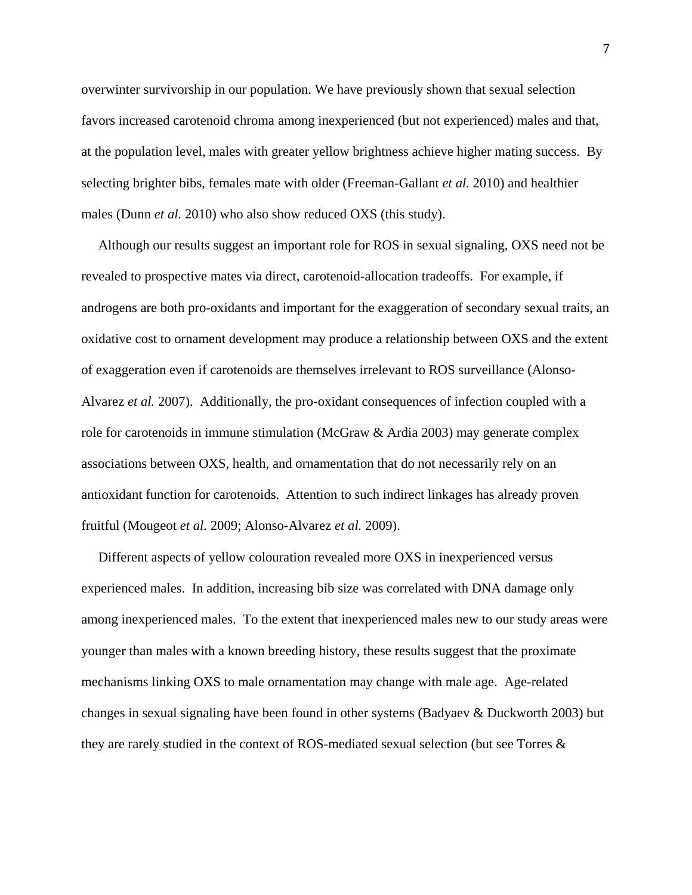overwinter survivorship in our population. We have previously shown that sexual selection favors increased carotenoid chroma among inexperienced (but not experienced) males and that, at the population level, males with greater yellow brightness achieve higher mating success. By selecting brighter bibs, females mate with older (Freeman-Gallant *et al.* 2010) and healthier males (Dunn *et al.* 2010) who also show reduced OXS (this study).

Although our results suggest an important role for ROS in sexual signaling, OXS need not be revealed to prospective mates via direct, carotenoid-allocation tradeoffs. For example, if androgens are both pro-oxidants and important for the exaggeration of secondary sexual traits, an oxidative cost to ornament development may produce a relationship between OXS and the extent of exaggeration even if carotenoids are themselves irrelevant to ROS surveillance (Alonso-Alvarez *et al.* 2007). Additionally, the pro-oxidant consequences of infection coupled with a role for carotenoids in immune stimulation (McGraw & Ardia 2003) may generate complex associations between OXS, health, and ornamentation that do not necessarily rely on an antioxidant function for carotenoids. Attention to such indirect linkages has already proven fruitful (Mougeot *et al.* 2009; Alonso-Alvarez *et al.* 2009).

Different aspects of yellow colouration revealed more OXS in inexperienced versus experienced males. In addition, increasing bib size was correlated with DNA damage only among inexperienced males. To the extent that inexperienced males new to our study areas were younger than males with a known breeding history, these results suggest that the proximate mechanisms linking OXS to male ornamentation may change with male age. Age-related changes in sexual signaling have been found in other systems (Badyaev & Duckworth 2003) but they are rarely studied in the context of ROS-mediated sexual selection (but see Torres &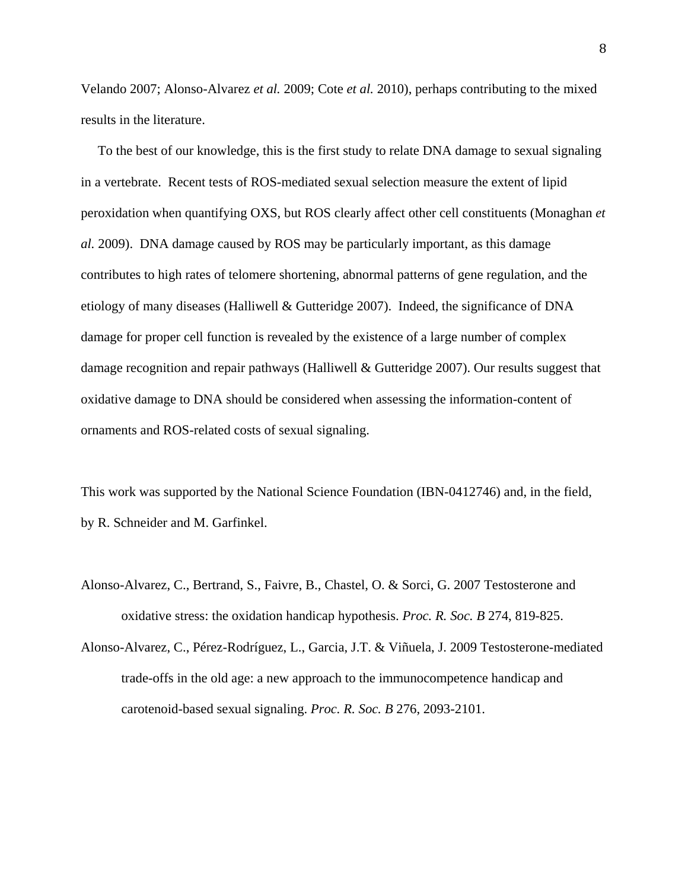Velando 2007; Alonso-Alvarez *et al.* 2009; Cote *et al.* 2010), perhaps contributing to the mixed results in the literature.

To the best of our knowledge, this is the first study to relate DNA damage to sexual signaling in a vertebrate. Recent tests of ROS-mediated sexual selection measure the extent of lipid peroxidation when quantifying OXS, but ROS clearly affect other cell constituents (Monaghan *et al.* 2009). DNA damage caused by ROS may be particularly important, as this damage contributes to high rates of telomere shortening, abnormal patterns of gene regulation, and the etiology of many diseases (Halliwell & Gutteridge 2007). Indeed, the significance of DNA damage for proper cell function is revealed by the existence of a large number of complex damage recognition and repair pathways (Halliwell & Gutteridge 2007). Our results suggest that oxidative damage to DNA should be considered when assessing the information-content of ornaments and ROS-related costs of sexual signaling.

This work was supported by the National Science Foundation (IBN-0412746) and, in the field, by R. Schneider and M. Garfinkel.

Alonso-Alvarez, C., Bertrand, S., Faivre, B., Chastel, O. & Sorci, G. 2007 Testosterone and oxidative stress: the oxidation handicap hypothesis. *Proc. R. Soc. B* 274, 819-825.

Alonso-Alvarez, C., Pérez-Rodríguez, L., Garcia, J.T. & Viñuela, J. 2009 Testosterone-mediated trade-offs in the old age: a new approach to the immunocompetence handicap and carotenoid-based sexual signaling. *Proc. R. Soc. B* 276, 2093-2101.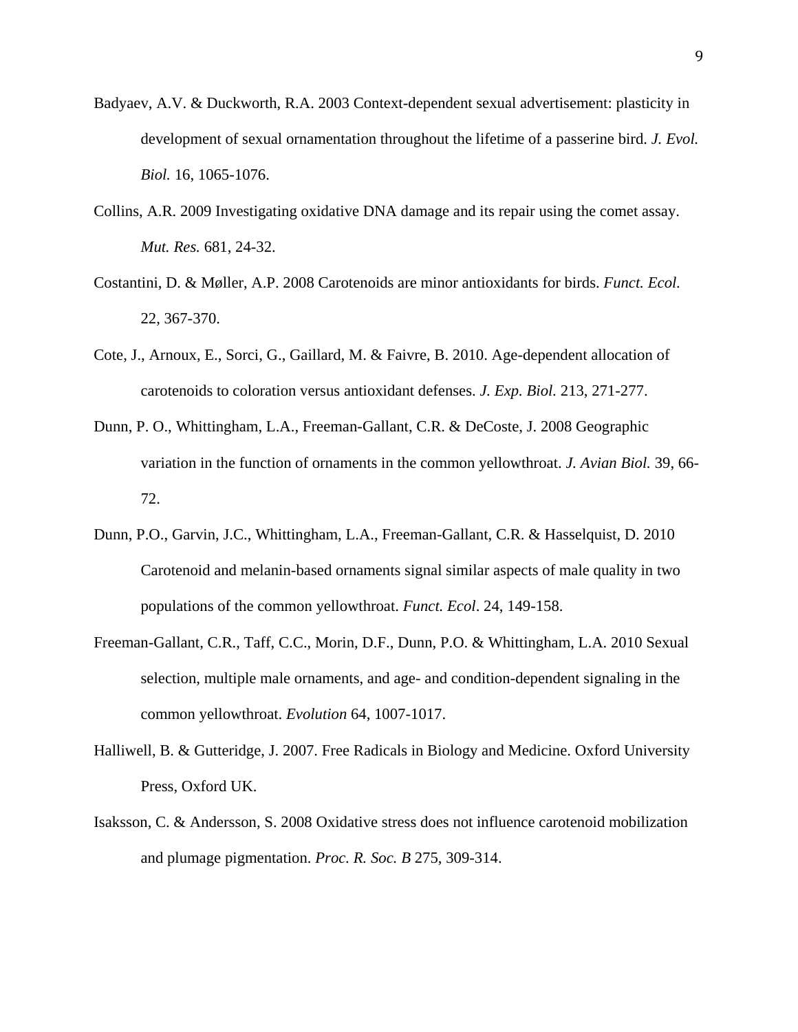Badyaev, A.V. & Duckworth, R.A. 2003 Context-dependent sexual advertisement: plasticity in development of sexual ornamentation throughout the lifetime of a passerine bird. *J. Evol. Biol.* 16, 1065-1076.

Collins, A.R. 2009 Investigating oxidative DNA damage and its repair using the comet assay. *Mut. Res.* 681, 24-32.

Costantini, D. & Møller, A.P. 2008 Carotenoids are minor antioxidants for birds. *Funct. Ecol.* 22, 367-370.

Cote, J., Arnoux, E., Sorci, G., Gaillard, M. & Faivre, B. 2010. Age-dependent allocation of carotenoids to coloration versus antioxidant defenses. *J. Exp. Biol.* 213, 271-277.

Dunn, P. O., Whittingham, L.A., Freeman-Gallant, C.R. & DeCoste, J. 2008 Geographic variation in the function of ornaments in the common yellowthroat. *J. Avian Biol.* 39, 66-72.

Dunn, P.O., Garvin, J.C., Whittingham, L.A., Freeman-Gallant, C.R. & Hasselquist, D. 2010 Carotenoid and melanin-based ornaments signal similar aspects of male quality in two populations of the common yellowthroat. *Funct. Ecol*. 24, 149-158.

Freeman-Gallant, C.R., Taff, C.C., Morin, D.F., Dunn, P.O. & Whittingham, L.A. 2010 Sexual selection, multiple male ornaments, and age- and condition-dependent signaling in the common yellowthroat. *Evolution* 64, 1007-1017.

Halliwell, B. & Gutteridge, J. 2007. Free Radicals in Biology and Medicine. Oxford University Press, Oxford UK.

Isaksson, C. & Andersson, S. 2008 Oxidative stress does not influence carotenoid mobilization and plumage pigmentation. *Proc. R. Soc. B* 275, 309-314.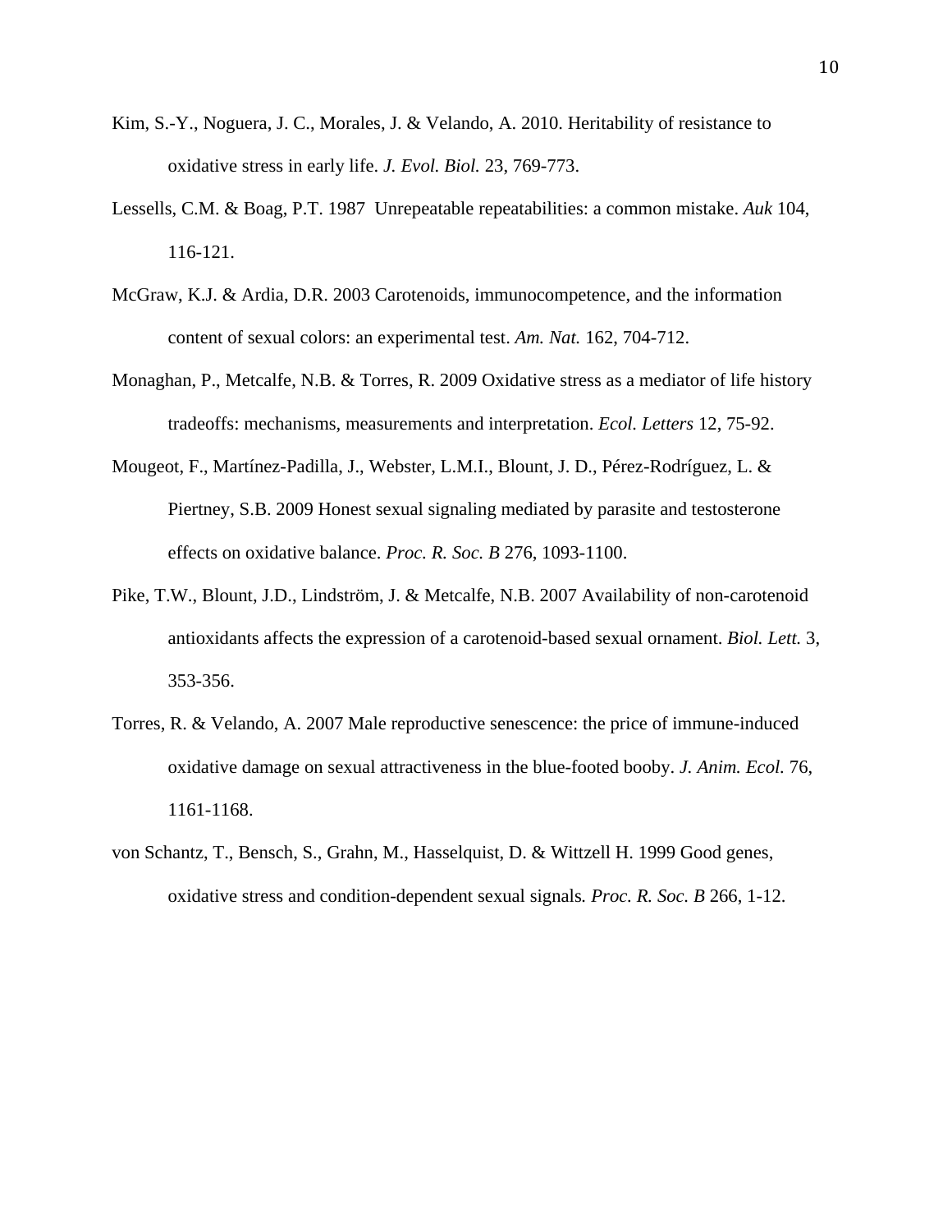Kim, S.-Y., Noguera, J. C., Morales, J. & Velando, A. 2010. Heritability of resistance to oxidative stress in early life. *J. Evol. Biol.* 23, 769-773.

Lessells, C.M. & Boag, P.T. 1987 Unrepeatable repeatabilities: a common mistake. *Auk* 104, 116-121.

McGraw, K.J. & Ardia, D.R. 2003 Carotenoids, immunocompetence, and the information content of sexual colors: an experimental test. *Am. Nat.* 162, 704-712.

Monaghan, P., Metcalfe, N.B. & Torres, R. 2009 Oxidative stress as a mediator of life history tradeoffs: mechanisms, measurements and interpretation. *Ecol. Letters* 12, 75-92.

Mougeot, F., Martínez-Padilla, J., Webster, L.M.I., Blount, J. D., Pérez-Rodríguez, L. & Piertney, S.B. 2009 Honest sexual signaling mediated by parasite and testosterone effects on oxidative balance. *Proc. R. Soc. B* 276, 1093-1100.

Pike, T.W., Blount, J.D., Lindström, J. & Metcalfe, N.B. 2007 Availability of non-carotenoid antioxidants affects the expression of a carotenoid-based sexual ornament. *Biol. Lett.* 3, 353-356.

Torres, R. & Velando, A. 2007 Male reproductive senescence: the price of immune-induced oxidative damage on sexual attractiveness in the blue-footed booby. *J. Anim. Ecol.* 76, 1161-1168.

von Schantz, T., Bensch, S., Grahn, M., Hasselquist, D. & Wittzell H. 1999 Good genes, oxidative stress and condition-dependent sexual signals. *Proc. R. Soc. B* 266, 1-12.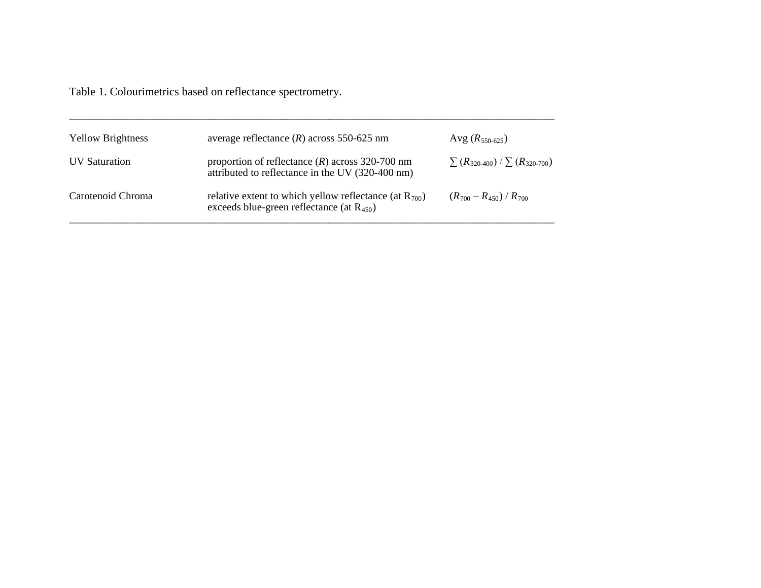Table 1. Colourimetrics based on reflectance spectrometry.

| | | |
|---|---|---|
| Yellow Brightness | average reflectance ($R$) across 550-625 nm | Avg ($R_{550\text{-}625}$) |
| UV Saturation | proportion of reflectance ($R$) across 320-700 nm attributed to reflectance in the UV (320-400 nm) | $\sum (R_{320\text{-}400}) / \sum (R_{320\text{-}700})$ |
| Carotenoid Chroma | relative extent to which yellow reflectance (at $R_{700}$) exceeds blue-green reflectance (at $R_{450}$) | $(R_{700} - R_{450}) / R_{700}$ |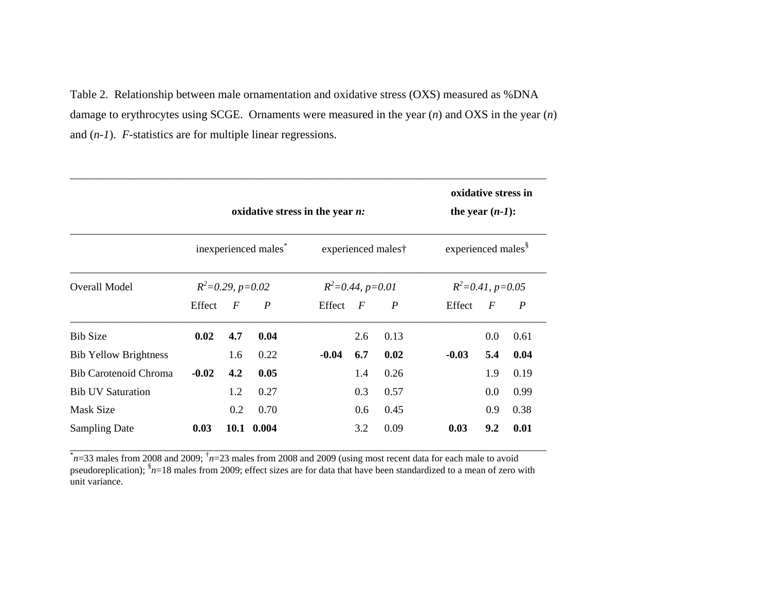Table 2. Relationship between male ornamentation and oxidative stress (OXS) measured as %DNA damage to erythrocytes using SCGE. Ornaments were measured in the year (*n*) and OXS in the year (*n*) and (*n-1*). *F*-statistics are for multiple linear regressions.

| | **oxidative stress in the year *n*:** | | | | | | **oxidative stress in the year (*n-1*):** | | |
|---|---|---|---|---|---|---|---|---|---|
| | inexperienced males* | | | experienced males† | | | experienced males§ | | |
| Overall Model | *$R^2$=0.29, p=0.02* | | | *$R^2$=0.44, p=0.01* | | | *$R^2$=0.41, p=0.05* | | |
| | Effect | *F* | *P* | Effect | *F* | *P* | Effect | *F* | *P* |
| Bib Size | **0.02** | **4.7** | **0.04** | | 2.6 | 0.13 | | 0.0 | 0.61 |
| Bib Yellow Brightness | | 1.6 | 0.22 | **-0.04** | **6.7** | **0.02** | **-0.03** | **5.4** | **0.04** |
| Bib Carotenoid Chroma | **-0.02** | **4.2** | **0.05** | | 1.4 | 0.26 | | 1.9 | 0.19 |
| Bib UV Saturation | | 1.2 | 0.27 | | 0.3 | 0.57 | | 0.0 | 0.99 |
| Mask Size | | 0.2 | 0.70 | | 0.6 | 0.45 | | 0.9 | 0.38 |
| Sampling Date | **0.03** | **10.1** | **0.004** | | 3.2 | 0.09 | **0.03** | **9.2** | **0.01** |

*$n$=33 males from 2008 and 2009; †$n$=23 males from 2008 and 2009 (using most recent data for each male to avoid pseudoreplication); §$n$=18 males from 2009; effect sizes are for data that have been standardized to a mean of zero with unit variance.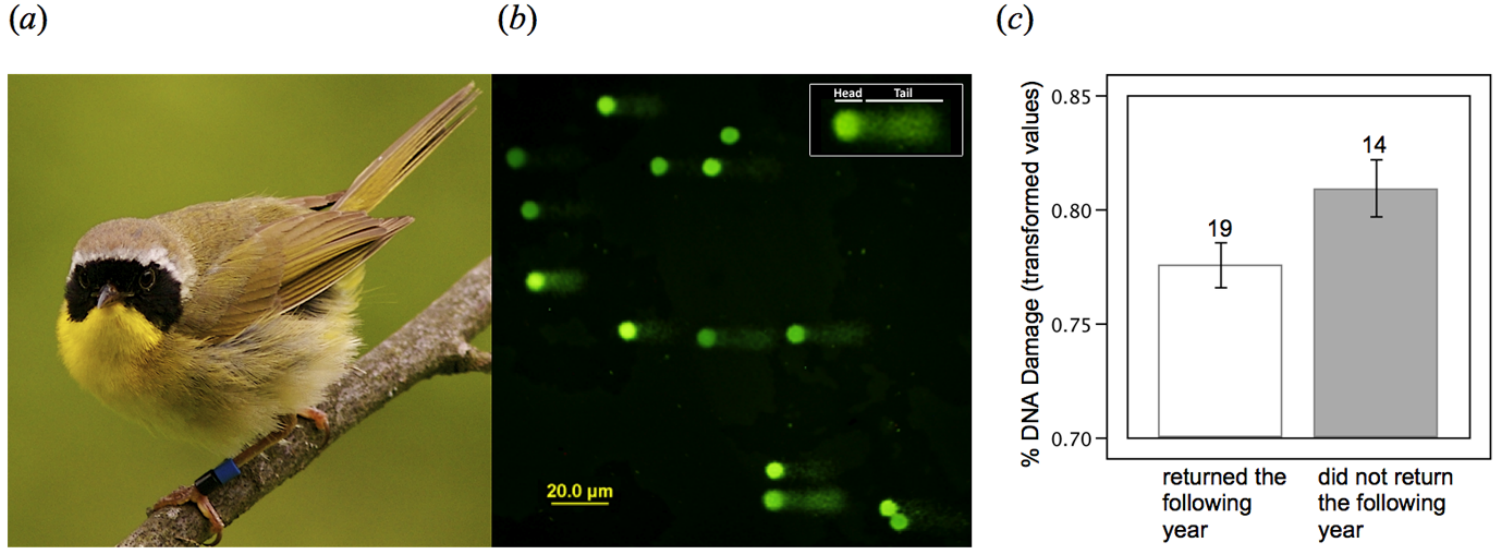(a)

(b)

(c)

Head

Tail

20.0 µm

% DNA Damage (transformed values)

0.85

0.80

0.75

0.70

19

14

returned the following year

did not return the following year